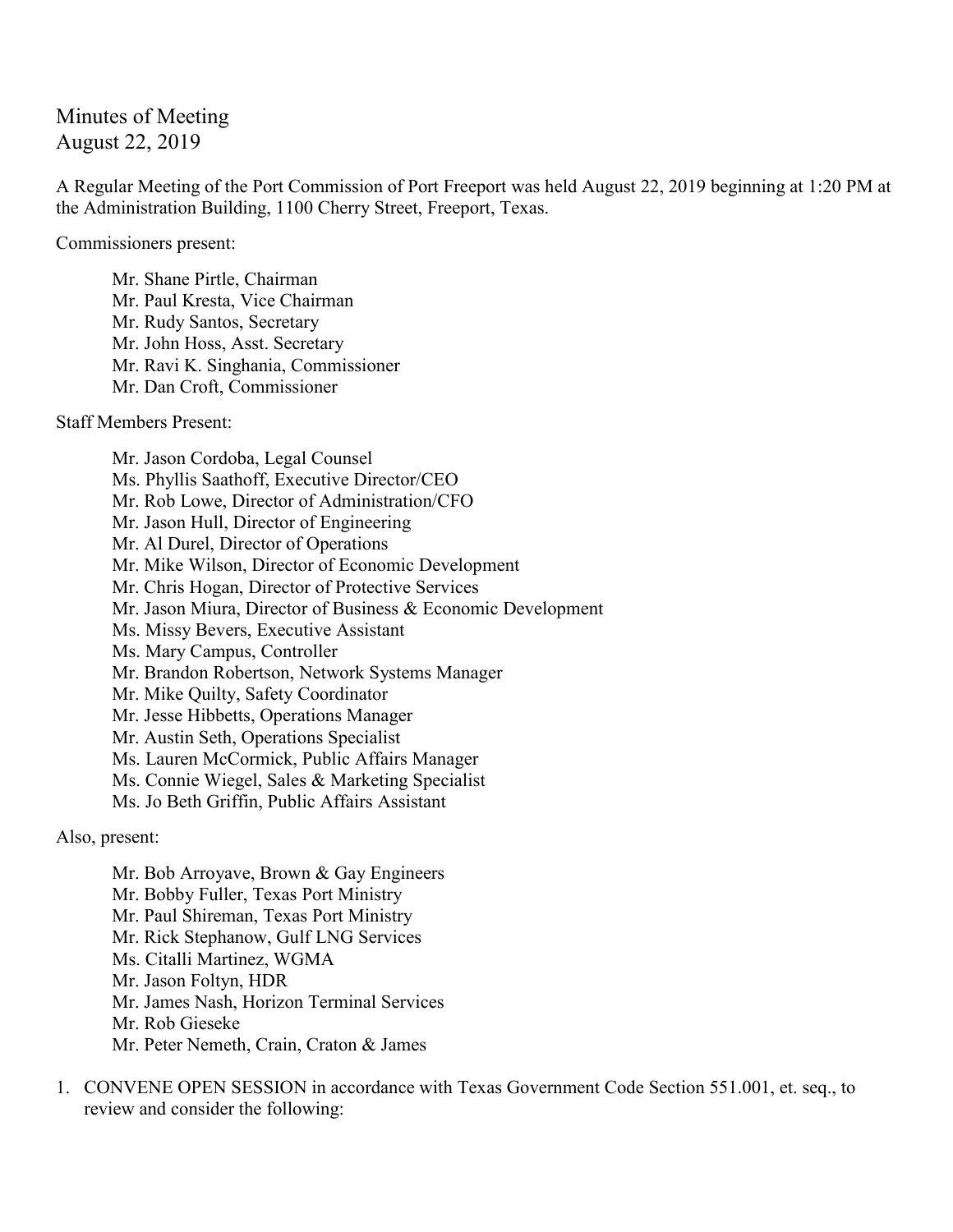# Minutes of Meeting
August 22, 2019

A Regular Meeting of the Port Commission of Port Freeport was held August 22, 2019 beginning at 1:20 PM at the Administration Building, 1100 Cherry Street, Freeport, Texas.

Commissioners present:

- Mr. Shane Pirtle, Chairman
- Mr. Paul Kresta, Vice Chairman
- Mr. Rudy Santos, Secretary
- Mr. John Hoss, Asst. Secretary
- Mr. Ravi K. Singhania, Commissioner
- Mr. Dan Croft, Commissioner

Staff Members Present:

- Mr. Jason Cordoba, Legal Counsel
- Ms. Phyllis Saathoff, Executive Director/CEO
- Mr. Rob Lowe, Director of Administration/CFO
- Mr. Jason Hull, Director of Engineering
- Mr. Al Durel, Director of Operations
- Mr. Mike Wilson, Director of Economic Development
- Mr. Chris Hogan, Director of Protective Services
- Mr. Jason Miura, Director of Business & Economic Development
- Ms. Missy Bevers, Executive Assistant
- Ms. Mary Campus, Controller
- Mr. Brandon Robertson, Network Systems Manager
- Mr. Mike Quilty, Safety Coordinator
- Mr. Jesse Hibbetts, Operations Manager
- Mr. Austin Seth, Operations Specialist
- Ms. Lauren McCormick, Public Affairs Manager
- Ms. Connie Wiegel, Sales & Marketing Specialist
- Ms. Jo Beth Griffin, Public Affairs Assistant

Also, present:

- Mr. Bob Arroyave, Brown & Gay Engineers
- Mr. Bobby Fuller, Texas Port Ministry
- Mr. Paul Shireman, Texas Port Ministry
- Mr. Rick Stephanow, Gulf LNG Services
- Ms. Citalli Martinez, WGMA
- Mr. Jason Foltyn, HDR
- Mr. James Nash, Horizon Terminal Services
- Mr. Rob Gieseke
- Mr. Peter Nemeth, Crain, Craton & James

1. CONVENE OPEN SESSION in accordance with Texas Government Code Section 551.001, et. seq., to review and consider the following: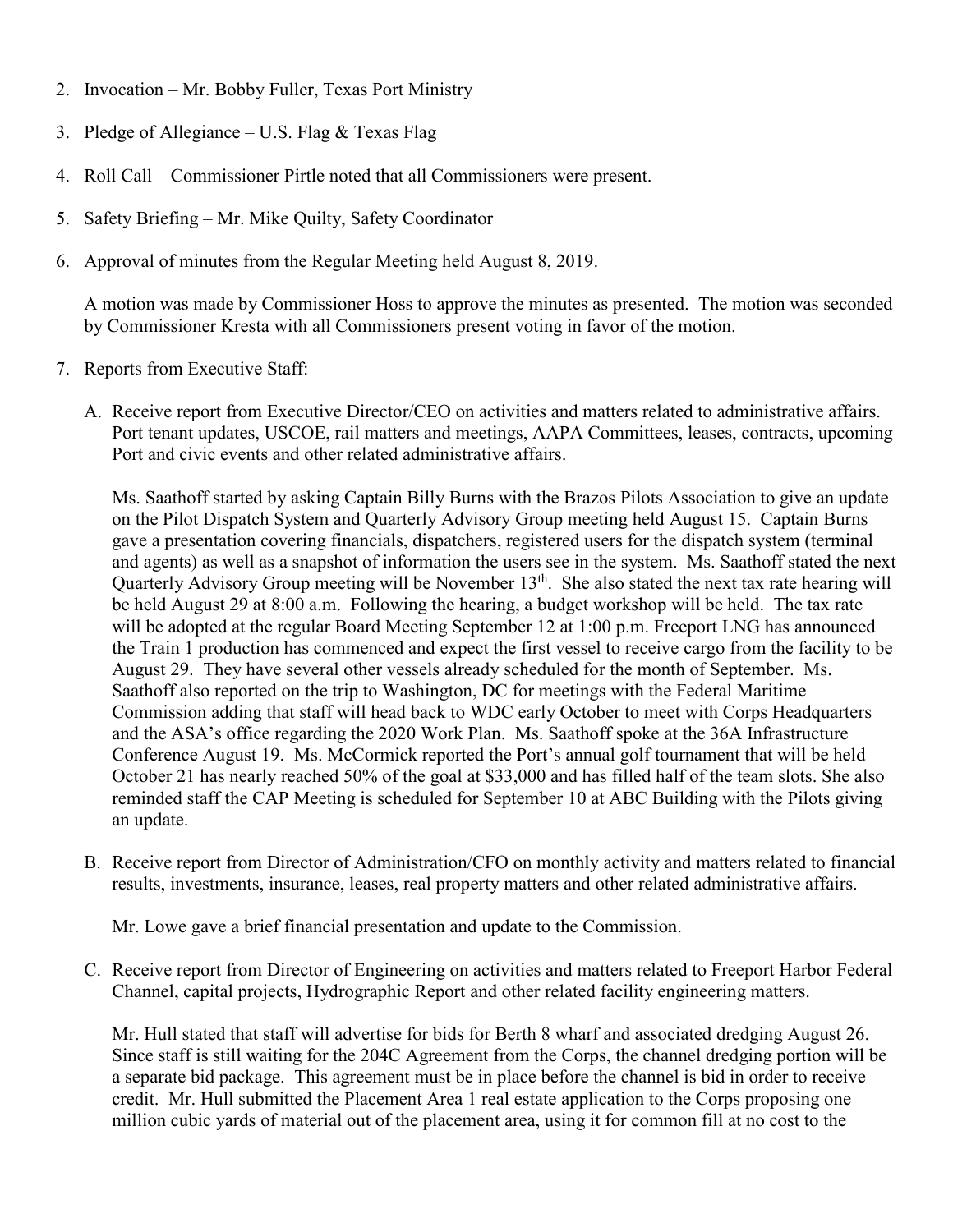2. Invocation – Mr. Bobby Fuller, Texas Port Ministry

3. Pledge of Allegiance – U.S. Flag & Texas Flag

4. Roll Call – Commissioner Pirtle noted that all Commissioners were present.

5. Safety Briefing – Mr. Mike Quilty, Safety Coordinator

6. Approval of minutes from the Regular Meeting held August 8, 2019.

   A motion was made by Commissioner Hoss to approve the minutes as presented. The motion was seconded by Commissioner Kresta with all Commissioners present voting in favor of the motion.

7. Reports from Executive Staff:

   A. Receive report from Executive Director/CEO on activities and matters related to administrative affairs. Port tenant updates, USCOE, rail matters and meetings, AAPA Committees, leases, contracts, upcoming Port and civic events and other related administrative affairs.

      Ms. Saathoff started by asking Captain Billy Burns with the Brazos Pilots Association to give an update on the Pilot Dispatch System and Quarterly Advisory Group meeting held August 15. Captain Burns gave a presentation covering financials, dispatchers, registered users for the dispatch system (terminal and agents) as well as a snapshot of information the users see in the system. Ms. Saathoff stated the next Quarterly Advisory Group meeting will be November 13th. She also stated the next tax rate hearing will be held August 29 at 8:00 a.m. Following the hearing, a budget workshop will be held. The tax rate will be adopted at the regular Board Meeting September 12 at 1:00 p.m. Freeport LNG has announced the Train 1 production has commenced and expect the first vessel to receive cargo from the facility to be August 29. They have several other vessels already scheduled for the month of September. Ms. Saathoff also reported on the trip to Washington, DC for meetings with the Federal Maritime Commission adding that staff will head back to WDC early October to meet with Corps Headquarters and the ASA's office regarding the 2020 Work Plan. Ms. Saathoff spoke at the 36A Infrastructure Conference August 19. Ms. McCormick reported the Port's annual golf tournament that will be held October 21 has nearly reached 50% of the goal at $33,000 and has filled half of the team slots. She also reminded staff the CAP Meeting is scheduled for September 10 at ABC Building with the Pilots giving an update.

   B. Receive report from Director of Administration/CFO on monthly activity and matters related to financial results, investments, insurance, leases, real property matters and other related administrative affairs.

      Mr. Lowe gave a brief financial presentation and update to the Commission.

   C. Receive report from Director of Engineering on activities and matters related to Freeport Harbor Federal Channel, capital projects, Hydrographic Report and other related facility engineering matters.

      Mr. Hull stated that staff will advertise for bids for Berth 8 wharf and associated dredging August 26. Since staff is still waiting for the 204C Agreement from the Corps, the channel dredging portion will be a separate bid package. This agreement must be in place before the channel is bid in order to receive credit. Mr. Hull submitted the Placement Area 1 real estate application to the Corps proposing one million cubic yards of material out of the placement area, using it for common fill at no cost to the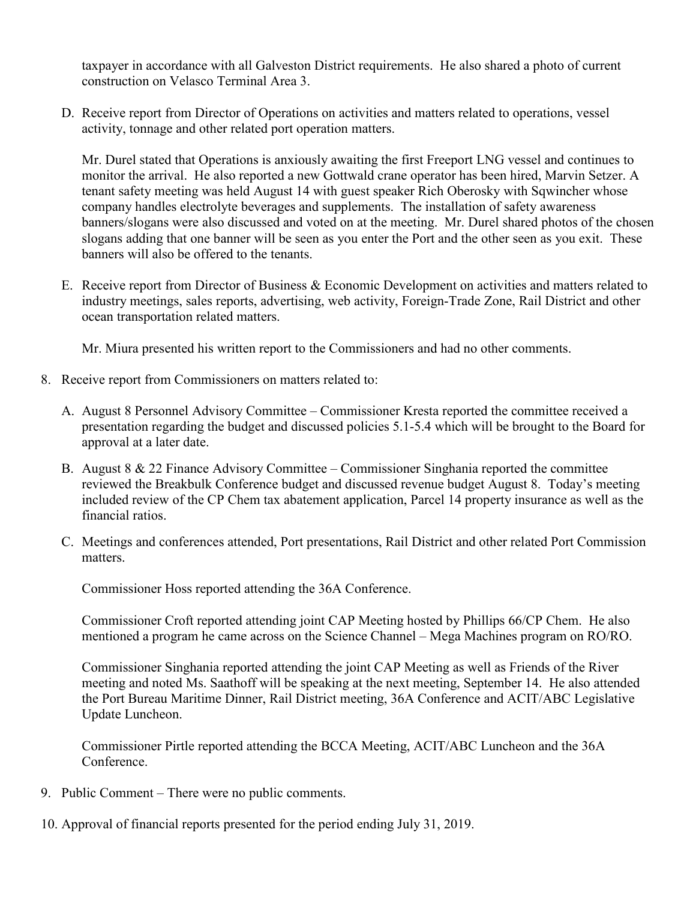taxpayer in accordance with all Galveston District requirements. He also shared a photo of current construction on Velasco Terminal Area 3.

D. Receive report from Director of Operations on activities and matters related to operations, vessel activity, tonnage and other related port operation matters.

   Mr. Durel stated that Operations is anxiously awaiting the first Freeport LNG vessel and continues to monitor the arrival. He also reported a new Gottwald crane operator has been hired, Marvin Setzer. A tenant safety meeting was held August 14 with guest speaker Rich Oberosky with Sqwincher whose company handles electrolyte beverages and supplements. The installation of safety awareness banners/slogans were also discussed and voted on at the meeting. Mr. Durel shared photos of the chosen slogans adding that one banner will be seen as you enter the Port and the other seen as you exit. These banners will also be offered to the tenants.

E. Receive report from Director of Business & Economic Development on activities and matters related to industry meetings, sales reports, advertising, web activity, Foreign-Trade Zone, Rail District and other ocean transportation related matters.

   Mr. Miura presented his written report to the Commissioners and had no other comments.

8. Receive report from Commissioners on matters related to:

   A. August 8 Personnel Advisory Committee – Commissioner Kresta reported the committee received a presentation regarding the budget and discussed policies 5.1-5.4 which will be brought to the Board for approval at a later date.

   B. August 8 & 22 Finance Advisory Committee – Commissioner Singhania reported the committee reviewed the Breakbulk Conference budget and discussed revenue budget August 8. Today's meeting included review of the CP Chem tax abatement application, Parcel 14 property insurance as well as the financial ratios.

   C. Meetings and conferences attended, Port presentations, Rail District and other related Port Commission matters.

      Commissioner Hoss reported attending the 36A Conference.

      Commissioner Croft reported attending joint CAP Meeting hosted by Phillips 66/CP Chem. He also mentioned a program he came across on the Science Channel – Mega Machines program on RO/RO.

      Commissioner Singhania reported attending the joint CAP Meeting as well as Friends of the River meeting and noted Ms. Saathoff will be speaking at the next meeting, September 14. He also attended the Port Bureau Maritime Dinner, Rail District meeting, 36A Conference and ACIT/ABC Legislative Update Luncheon.

      Commissioner Pirtle reported attending the BCCA Meeting, ACIT/ABC Luncheon and the 36A Conference.

9. Public Comment – There were no public comments.

10. Approval of financial reports presented for the period ending July 31, 2019.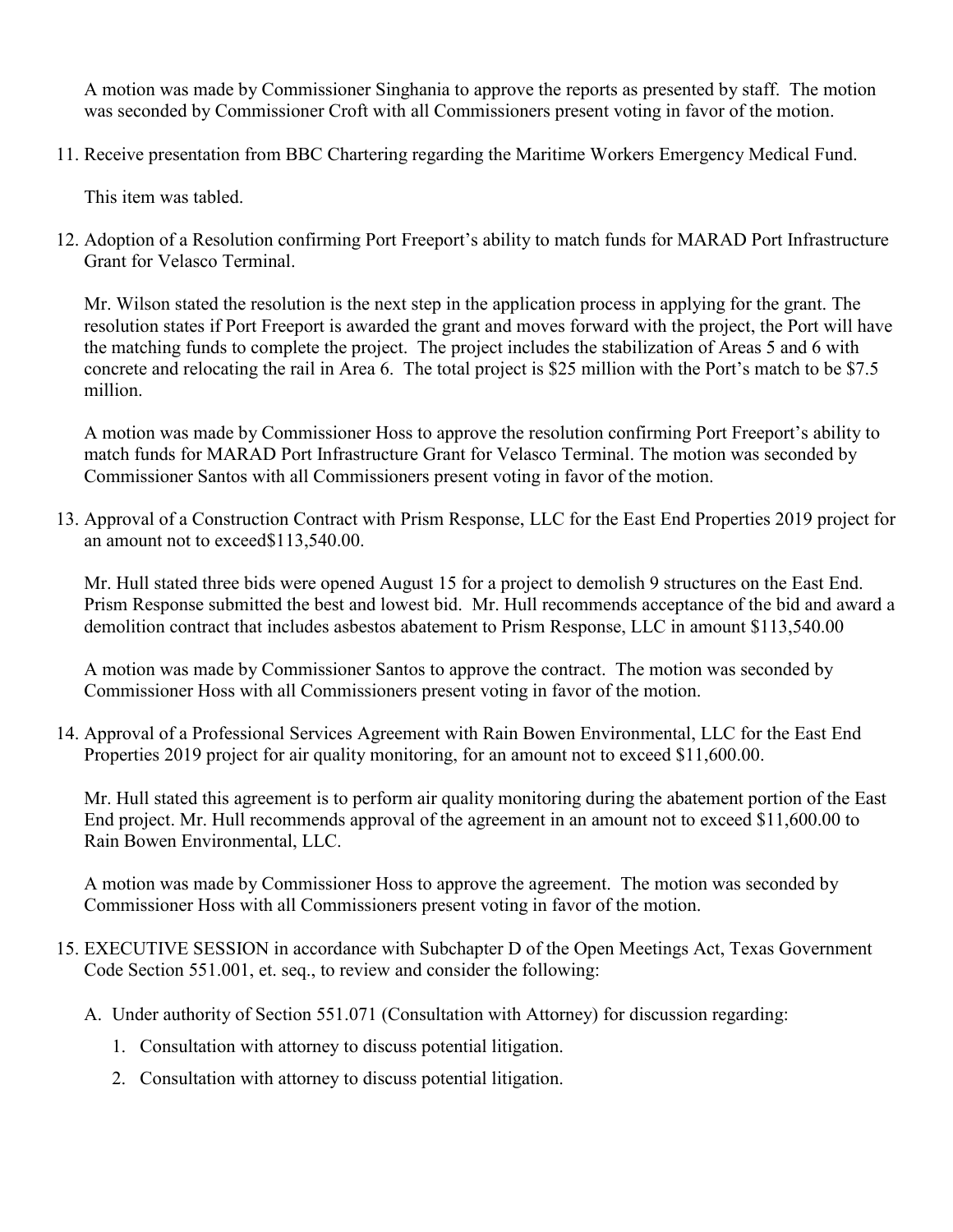A motion was made by Commissioner Singhania to approve the reports as presented by staff. The motion was seconded by Commissioner Croft with all Commissioners present voting in favor of the motion.

11. Receive presentation from BBC Chartering regarding the Maritime Workers Emergency Medical Fund.

    This item was tabled.

12. Adoption of a Resolution confirming Port Freeport's ability to match funds for MARAD Port Infrastructure Grant for Velasco Terminal.

    Mr. Wilson stated the resolution is the next step in the application process in applying for the grant. The resolution states if Port Freeport is awarded the grant and moves forward with the project, the Port will have the matching funds to complete the project. The project includes the stabilization of Areas 5 and 6 with concrete and relocating the rail in Area 6. The total project is $25 million with the Port's match to be $7.5 million.

    A motion was made by Commissioner Hoss to approve the resolution confirming Port Freeport's ability to match funds for MARAD Port Infrastructure Grant for Velasco Terminal. The motion was seconded by Commissioner Santos with all Commissioners present voting in favor of the motion.

13. Approval of a Construction Contract with Prism Response, LLC for the East End Properties 2019 project for an amount not to exceed$113,540.00.

    Mr. Hull stated three bids were opened August 15 for a project to demolish 9 structures on the East End. Prism Response submitted the best and lowest bid. Mr. Hull recommends acceptance of the bid and award a demolition contract that includes asbestos abatement to Prism Response, LLC in amount $113,540.00

    A motion was made by Commissioner Santos to approve the contract. The motion was seconded by Commissioner Hoss with all Commissioners present voting in favor of the motion.

14. Approval of a Professional Services Agreement with Rain Bowen Environmental, LLC for the East End Properties 2019 project for air quality monitoring, for an amount not to exceed $11,600.00.

    Mr. Hull stated this agreement is to perform air quality monitoring during the abatement portion of the East End project. Mr. Hull recommends approval of the agreement in an amount not to exceed $11,600.00 to Rain Bowen Environmental, LLC.

    A motion was made by Commissioner Hoss to approve the agreement. The motion was seconded by Commissioner Hoss with all Commissioners present voting in favor of the motion.

15. EXECUTIVE SESSION in accordance with Subchapter D of the Open Meetings Act, Texas Government Code Section 551.001, et. seq., to review and consider the following:

    A. Under authority of Section 551.071 (Consultation with Attorney) for discussion regarding:

       1. Consultation with attorney to discuss potential litigation.
       2. Consultation with attorney to discuss potential litigation.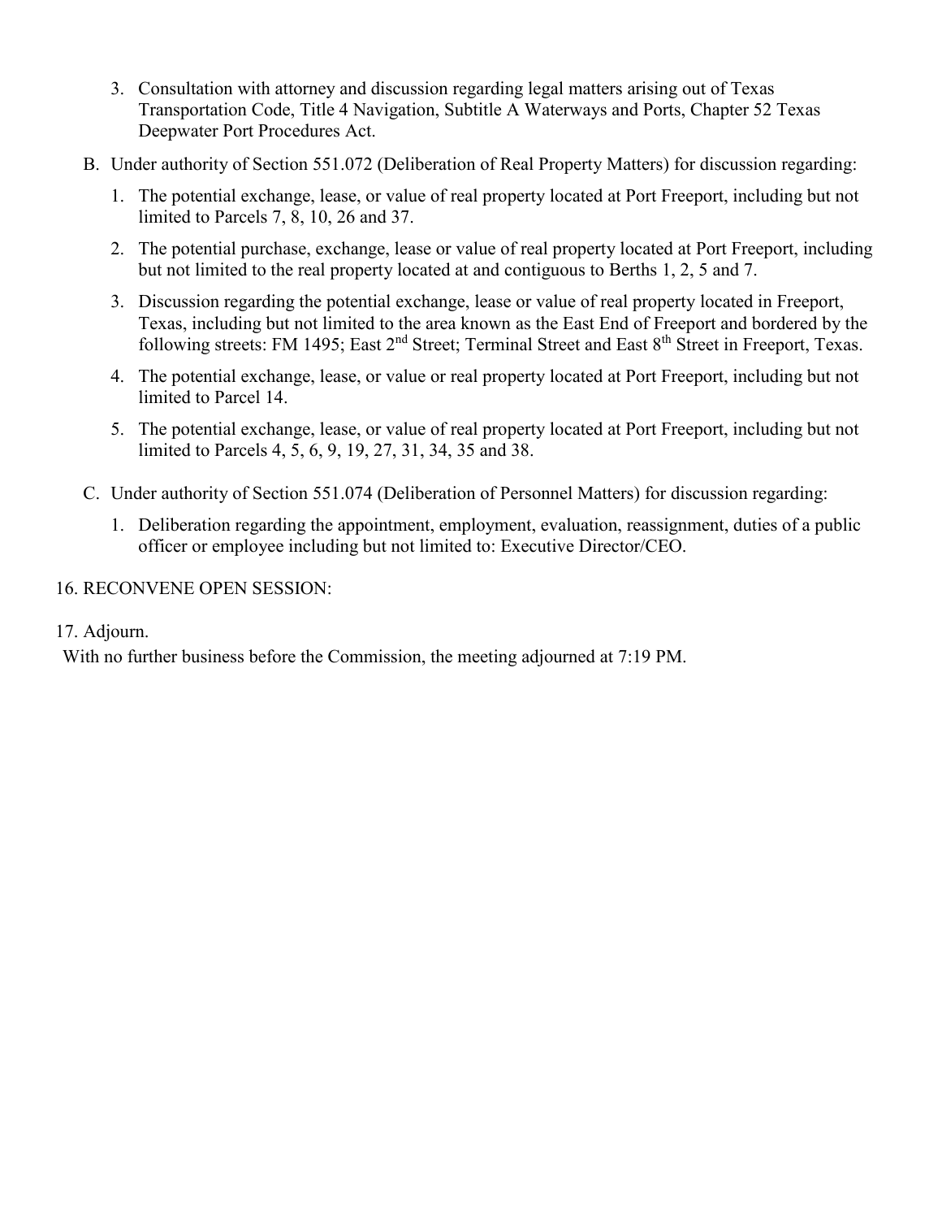3. Consultation with attorney and discussion regarding legal matters arising out of Texas Transportation Code, Title 4 Navigation, Subtitle A Waterways and Ports, Chapter 52 Texas Deepwater Port Procedures Act.

B. Under authority of Section 551.072 (Deliberation of Real Property Matters) for discussion regarding:

1. The potential exchange, lease, or value of real property located at Port Freeport, including but not limited to Parcels 7, 8, 10, 26 and 37.
2. The potential purchase, exchange, lease or value of real property located at Port Freeport, including but not limited to the real property located at and contiguous to Berths 1, 2, 5 and 7.
3. Discussion regarding the potential exchange, lease or value of real property located in Freeport, Texas, including but not limited to the area known as the East End of Freeport and bordered by the following streets: FM 1495; East 2nd Street; Terminal Street and East 8th Street in Freeport, Texas.
4. The potential exchange, lease, or value or real property located at Port Freeport, including but not limited to Parcel 14.
5. The potential exchange, lease, or value of real property located at Port Freeport, including but not limited to Parcels 4, 5, 6, 9, 19, 27, 31, 34, 35 and 38.

C. Under authority of Section 551.074 (Deliberation of Personnel Matters) for discussion regarding:

1. Deliberation regarding the appointment, employment, evaluation, reassignment, duties of a public officer or employee including but not limited to: Executive Director/CEO.

16. RECONVENE OPEN SESSION:

17. Adjourn.

With no further business before the Commission, the meeting adjourned at 7:19 PM.